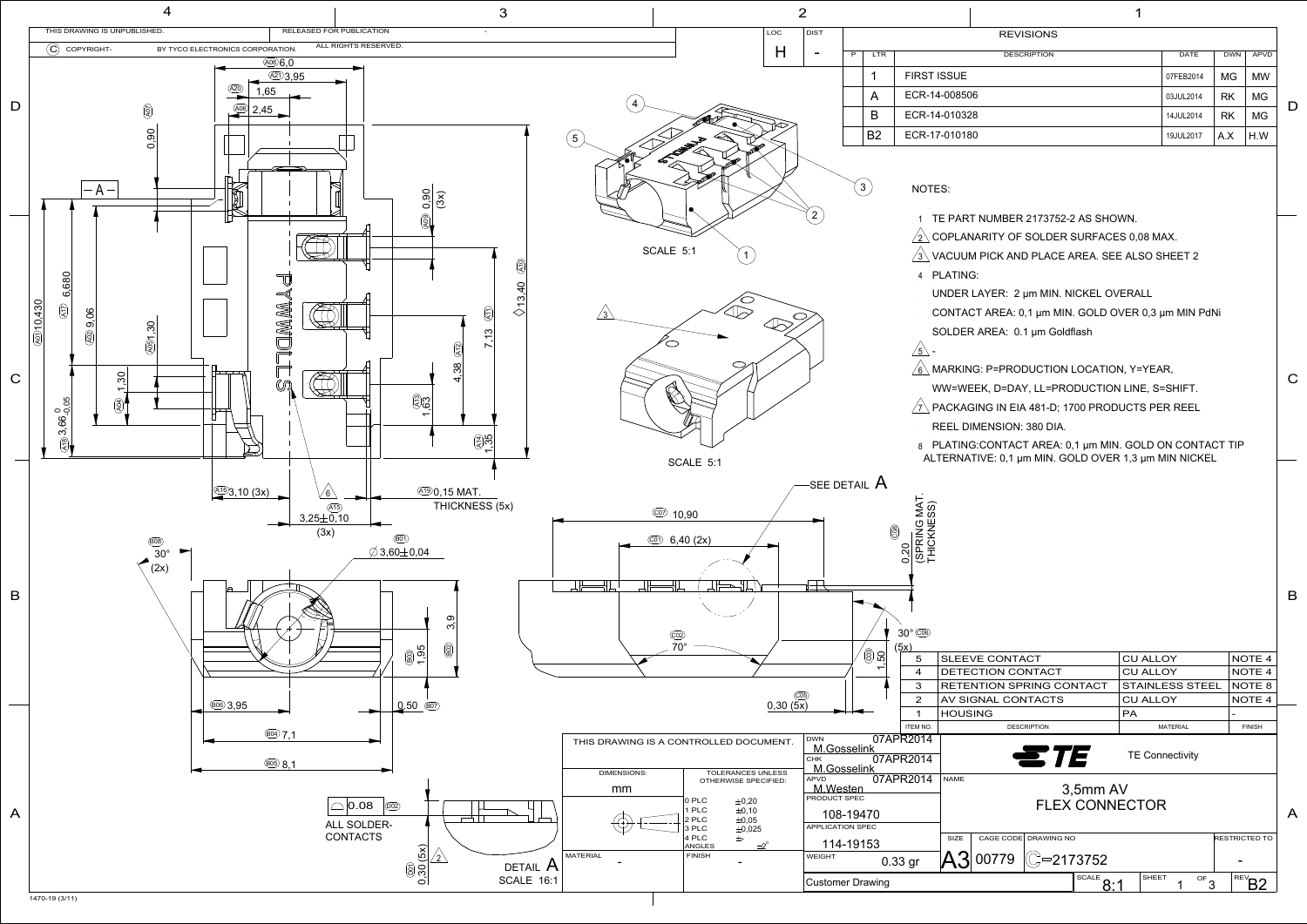THIS DRAWING IS UNPUBLISHED. RELEASED FOR PUBLICATION -

© COPYRIGHT- BY TYCO ELECTRONICS CORPORATION. ALL RIGHTS RESERVED.

LOC: H  DIST: -

## REVISIONS

| P | LTR | DESCRIPTION | DATE | DWN | APVD |
|---|---|---|---|---|---|
| | 1 | FIRST ISSUE | 07FEB2014 | MG | MW |
| | A | ECR-14-008506 | 03JUL2014 | RK | MG |
| | B | ECR-14-010328 | 14JUL2014 | RK | MG |
| | B2 | ECR-17-010180 | 19JUL2017 | A.X | H.W |

## NOTES:

1. TE PART NUMBER 2173752-2 AS SHOWN.
2. COPLANARITY OF SOLDER SURFACES 0,08 MAX.
3. VACUUM PICK AND PLACE AREA. SEE ALSO SHEET 2
4. PLATING:
   UNDER LAYER: 2 µm MIN. NICKEL OVERALL
   CONTACT AREA: 0,1 µm MIN. GOLD OVER 0,3 µm MIN PdNi
   SOLDER AREA: 0.1 µm Goldflash
5. -
6. MARKING: P=PRODUCTION LOCATION, Y=YEAR,
   WW=WEEK, D=DAY, LL=PRODUCTION LINE, S=SHIFT.
7. PACKAGING IN EIA 481-D; 1700 PRODUCTS PER REEL
   REEL DIMENSION: 380 DIA.
8. PLATING:CONTACT AREA: 0,1 µm MIN. GOLD ON CONTACT TIP
   ALTERNATIVE: 0,1 µm MIN. GOLD OVER 1,3 µm MIN NICKEL

Dimensions: 6,0; 3,95; 1,65; 2,45; 0,90; 0,90 (3x); 13,40; 7,13; 4,38; 1,63; 1,35; 10,430; 6,680; 9,06; 1,30; 1,30; $3,66^{\ 0}_{-0,05}$; 3,10 (3x); 3,25±0,10 (3x); 0,15 MAT. THICKNESS (5x); 30° (2x); ∅3,60±0,04; 3,9; 1,95; 3,95; 0,50; 7,1; 8,1; 10,90; 6,40 (2x); 70°; 0,20 (SPRING MAT. THICKNESS); 30° (5x); 1,50; 0,30 (5x)

SCALE 5:1

SCALE 5:1

SEE DETAIL A

⌓ 0.08 — ALL SOLDER-CONTACTS; 0,30 (5x)

DETAIL A SCALE 16:1

| ITEM NO. | DESCRIPTION | MATERIAL | FINISH |
|---|---|---|---|
| 5 | SLEEVE CONTACT | CU ALLOY | NOTE 4 |
| 4 | DETECTION CONTACT | CU ALLOY | NOTE 4 |
| 3 | RETENTION SPRING CONTACT | STAINLESS STEEL | NOTE 8 |
| 2 | AV SIGNAL CONTACTS | CU ALLOY | NOTE 4 |
| 1 | HOUSING | PA | - |

THIS DRAWING IS A CONTROLLED DOCUMENT.

DIMENSIONS: mm

TOLERANCES UNLESS OTHERWISE SPECIFIED:
0 PLC ±0,20
1 PLC ±0,10
2 PLC ±0,05
3 PLC ±0,025
4 PLC ±
ANGLES ±2°

MATERIAL: -  FINISH: -

DWN M.Gosselink 07APR2014
CHK M.Gosselink 07APR2014
APVD M.Westen 07APR2014
PRODUCT SPEC 108-19470
APPLICATION SPEC 114-19153
WEIGHT 0.33 gr

TE Connectivity

NAME: 3,5mm AV FLEX CONNECTOR

SIZE A3 | CAGE CODE 00779 | DRAWING NO C-2173752 | RESTRICTED TO -

SCALE 8:1 | SHEET 1 OF 3 | REV B2

Customer Drawing

1470-19 (3/11)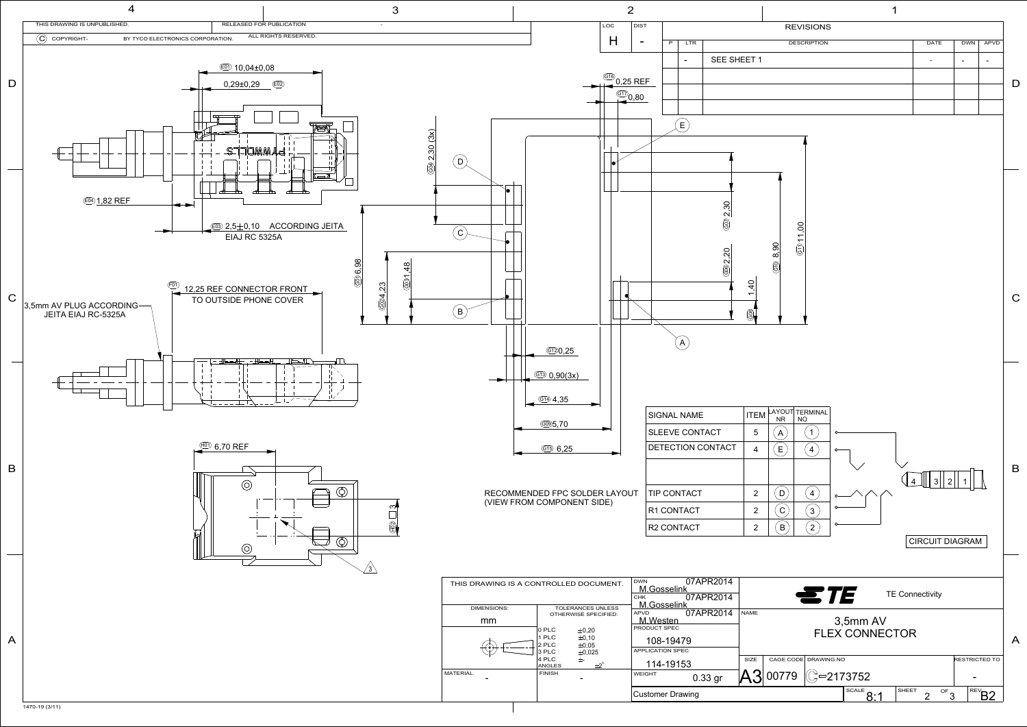THIS DRAWING IS UNPUBLISHED. RELEASED FOR PUBLICATION -

© COPYRIGHT- BY TYCO ELECTRONICS CORPORATION. ALL RIGHTS RESERVED.

| LOC | DIST |
|---|---|
| H | - |

REVISIONS

| P | LTR | DESCRIPTION | DATE | DWN | APVD |
|---|---|---|---|---|---|
| | - | SEE SHEET 1 | - | - | - |

E01 10,04±0,08

0,29±0,29 E02

E04 1,82 REF

E03 2,5±0,10 ACCORDING JEITA EIAJ RC 5325A

F01 12,25 REF CONNECTOR FRONT TO OUTSIDE PHONE COVER

3,5mm AV PLUG ACCORDING JEITA EIAJ RC-5325A

H01 6,70 REF

H02 3

3

G04 2,30 (3x)

G01 6,98

G02 4,23

G03 1,48

G16 0,25 REF

G17 0,80

G07 2,30

G06 2,20

G10 8,90

G11 11,00

G05 1,40

G12 0,25

G13 0,90(3x)

G14 4,35

G09 5,70

G15 6,25

RECOMMENDED FPC SOLDER LAYOUT (VIEW FROM COMPONENT SIDE)

| SIGNAL NAME | ITEM | LAYOUT NR | TERMINAL NO |
|---|---|---|---|
| SLEEVE CONTACT | 5 | A | 1 |
| DETECTION CONTACT | 4 | E | 4 |
| | | | |
| TIP CONTACT | 2 | D | 4 |
| R1 CONTACT | 2 | C | 3 |
| R2 CONTACT | 2 | B | 2 |

CIRCUIT DIAGRAM

THIS DRAWING IS A CONTROLLED DOCUMENT.

| DIMENSIONS: | TOLERANCES UNLESS OTHERWISE SPECIFIED: |
|---|---|
| mm | 0 PLC ±0,20<br>1 PLC ±0,10<br>2 PLC ±0,05<br>3 PLC ±0,025<br>4 PLC ±-<br>ANGLES ±2° |
| MATERIAL - | FINISH - |

DWN M.Gosselink 07APR2014

CHK M.Gosselink 07APR2014

APVD M.Westen 07APR2014

PRODUCT SPEC 108-19479

APPLICATION SPEC 114-19153

WEIGHT 0.33 gr

Customer Drawing

TE Connectivity

NAME 3,5mm AV FLEX CONNECTOR

| SIZE | CAGE CODE | DRAWING NO | RESTRICTED TO |
|---|---|---|---|
| A3 | 00779 | C-2173752 | - |

SCALE 8:1 SHEET 2 OF 3 REV B2

1470-19 (3/11)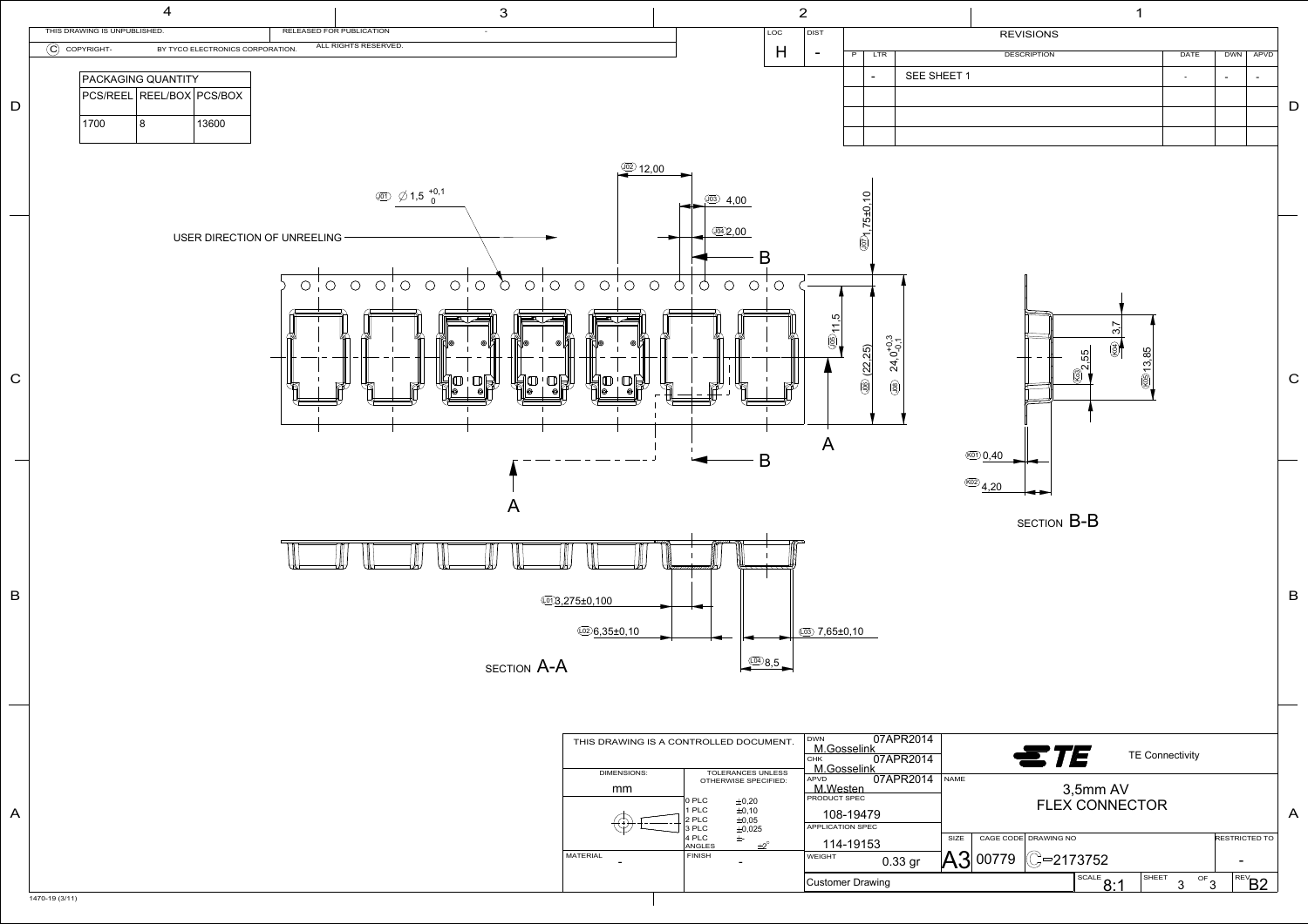THIS DRAWING IS UNPUBLISHED. RELEASED FOR PUBLICATION -

© COPYRIGHT- BY TYCO ELECTRONICS CORPORATION. ALL RIGHTS RESERVED.

| LOC | DIST |
|---|---|
| H | - |

| REVISIONS | | | | | |
|---|---|---|---|---|---|
| P | LTR | DESCRIPTION | DATE | DWN | APVD |
| | - | SEE SHEET 1 | - | - | - |

| PACKAGING QUANTITY | | |
|---|---|---|
| PCS/REEL | REEL/BOX | PCS/BOX |
| 1700 | 8 | 13600 |

USER DIRECTION OF UNREELING

J01 $\varnothing$ 1,5 $^{+0,1}_{0}$

J02 12,00

J03 4,00

J04 2,00

J05 11,5

J06 (22,25)

J07 1,75±0,10

J08 24,0$^{+0,3}_{-0,1}$

B

B

A

A

SECTION A-A

L01 3,275±0,100

L02 6,35±0,10

L03 7,65±0,10

L04 8,5

SECTION B-B

K01 0,40

K02 4,20

K03 2,55

K04 3,7

K05 13,85

THIS DRAWING IS A CONTROLLED DOCUMENT.

| DIMENSIONS: | TOLERANCES UNLESS OTHERWISE SPECIFIED: |
|---|---|
| mm | 0 PLC ±0,20<br>1 PLC ±0,10<br>2 PLC ±0,05<br>3 PLC ±0,025<br>4 PLC ±-<br>ANGLES ±2° |
| MATERIAL - | FINISH - |

| | | |
|---|---|---|
| DWN | M.Gosselink | 07APR2014 |
| CHK | M.Gosselink | 07APR2014 |
| APVD | M.Westen | 07APR2014 |
| PRODUCT SPEC | 108-19479 | |
| APPLICATION SPEC | 114-19153 | |
| WEIGHT | 0.33 gr | |

Customer Drawing

TE Connectivity

NAME: 3,5mm AV FLEX CONNECTOR

| SIZE | CAGE CODE | DRAWING NO | RESTRICTED TO |
|---|---|---|---|
| A3 | 00779 | C-2173752 | - |

SCALE 8:1 SHEET 3 OF 3 REV B2

1470-19 (3/11)